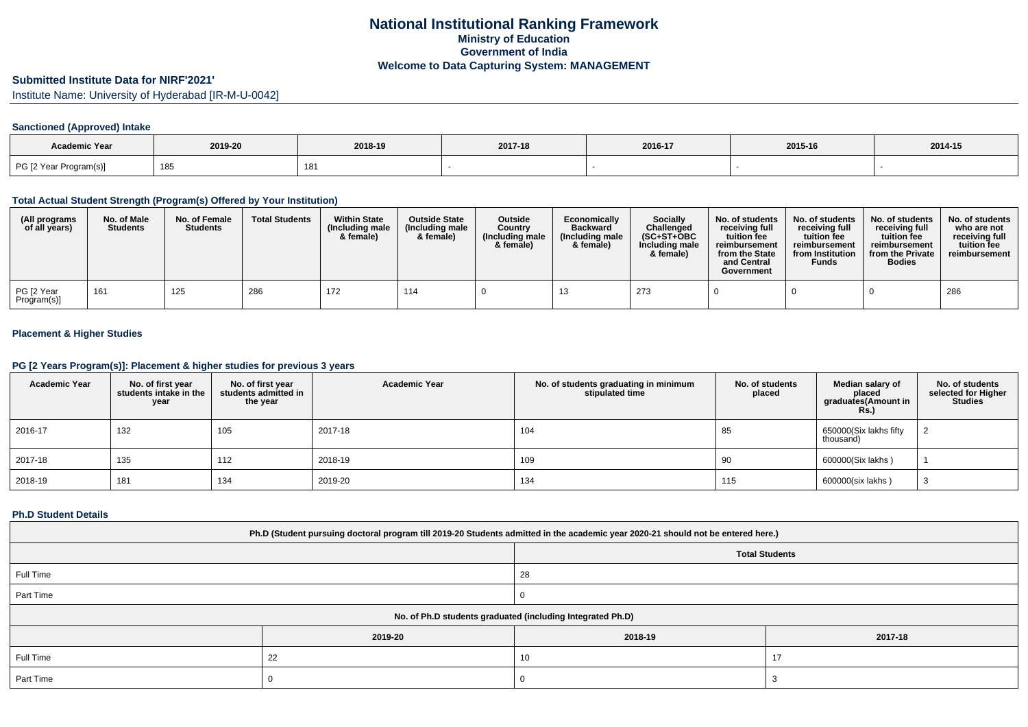# National Institutional Ranking Framework
## Ministry of Education
## Government of India
## Welcome to Data Capturing System: MANAGEMENT

### Submitted Institute Data for NIRF'2021'

Institute Name: University of Hyderabad [IR-M-U-0042]

#### Sanctioned (Approved) Intake

| Academic Year | 2019-20 | 2018-19 | 2017-18 | 2016-17 | 2015-16 | 2014-15 |
|---|---|---|---|---|---|---|
| PG [2 Year Program(s)] | 185 | 181 | - | - | - | - |

#### Total Actual Student Strength (Program(s) Offered by Your Institution)

| (All programs of all years) | No. of Male Students | No. of Female Students | Total Students | Within State (Including male & female) | Outside State (Including male & female) | Outside Country (Including male & female) | Economically Backward (Including male & female) | Socially Challenged (SC+ST+OBC Including male & female) | No. of students receiving full tuition fee reimbursement from the State and Central Government | No. of students receiving full tuition fee reimbursement from Institution Funds | No. of students receiving full tuition fee reimbursement from the Private Bodies | No. of students who are not receiving full tuition fee reimbursement |
|---|---|---|---|---|---|---|---|---|---|---|---|---|
| PG [2 Year Program(s)] | 161 | 125 | 286 | 172 | 114 | 0 | 13 | 273 | 0 | 0 | 0 | 286 |

#### Placement & Higher Studies

#### PG [2 Years Program(s)]: Placement & higher studies for previous 3 years

| Academic Year | No. of first year students intake in the year | No. of first year students admitted in the year | Academic Year | No. of students graduating in minimum stipulated time | No. of students placed | Median salary of placed graduates(Amount in Rs.) | No. of students selected for Higher Studies |
|---|---|---|---|---|---|---|---|
| 2016-17 | 132 | 105 | 2017-18 | 104 | 85 | 650000(Six lakhs fifty thousand) | 2 |
| 2017-18 | 135 | 112 | 2018-19 | 109 | 90 | 600000(Six lakhs ) | 1 |
| 2018-19 | 181 | 134 | 2019-20 | 134 | 115 | 600000(six lakhs ) | 3 |

#### Ph.D Student Details

| Ph.D (Student pursuing doctoral program till 2019-20 Students admitted in the academic year 2020-21 should not be entered here.) | |
|---|---|
| | Total Students |
| Full Time | 28 |
| Part Time | 0 |

| No. of Ph.D students graduated (including Integrated Ph.D) | | | |
|---|---|---|---|
| | 2019-20 | 2018-19 | 2017-18 |
| Full Time | 22 | 10 | 17 |
| Part Time | 0 | 0 | 3 |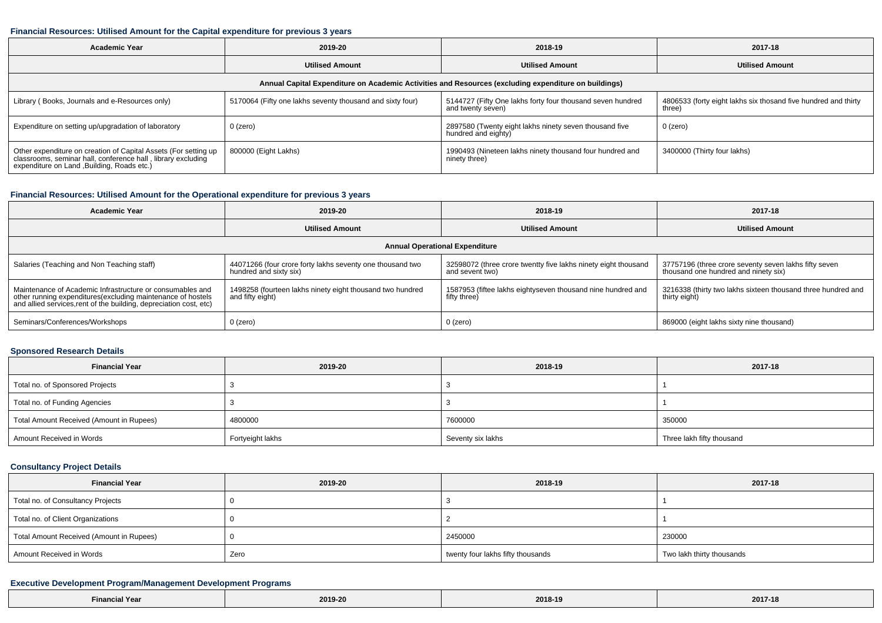### Financial Resources: Utilised Amount for the Capital expenditure for previous 3 years

| Academic Year | 2019-20 | 2018-19 | 2017-18 |
|---|---|---|---|
| | Utilised Amount | Utilised Amount | Utilised Amount |
| Annual Capital Expenditure on Academic Activities and Resources (excluding expenditure on buildings) | | | |
| Library ( Books, Journals and e-Resources only) | 5170064 (Fifty one lakhs seventy thousand and sixty four) | 5144727 (Fifty One lakhs forty four thousand seven hundred and twenty seven) | 4806533 (forty eight lakhs six thosand five hundred and thirty three) |
| Expenditure on setting up/upgradation of laboratory | 0 (zero) | 2897580 (Twenty eight lakhs ninety seven thousand five hundred and eighty) | 0 (zero) |
| Other expenditure on creation of Capital Assets (For setting up classrooms, seminar hall, conference hall , library excluding expenditure on Land ,Building, Roads etc.) | 800000 (Eight Lakhs) | 1990493 (Nineteen lakhs ninety thousand four hundred and ninety three) | 3400000 (Thirty four lakhs) |

### Financial Resources: Utilised Amount for the Operational expenditure for previous 3 years

| Academic Year | 2019-20 | 2018-19 | 2017-18 |
|---|---|---|---|
| | Utilised Amount | Utilised Amount | Utilised Amount |
| Annual Operational Expenditure | | | |
| Salaries (Teaching and Non Teaching staff) | 44071266 (four crore forty lakhs seventy one thousand two hundred and sixty six) | 32598072 (three crore twentty five lakhs ninety eight thousand and seven two) | 37757196 (three crore seventy seven lakhs fifty seven thousand one hundred and ninety six) |
| Maintenance of Academic Infrastructure or consumables and other running expenditures(excluding maintenance of hostels and allied services,rent of the building, depreciation cost, etc) | 1498258 (fourteen lakhs ninety eight thousand two hundred and fifty eight) | 1587953 (fiftee lakhs eightyseven thousand nine hundred and fifty three) | 3216338 (thirty two lakhs sixteen thousand three hundred and thirty eight) |
| Seminars/Conferences/Workshops | 0 (zero) | 0 (zero) | 869000 (eight lakhs sixty nine thousand) |

### Sponsored Research Details

| Financial Year | 2019-20 | 2018-19 | 2017-18 |
|---|---|---|---|
| Total no. of Sponsored Projects | 3 | 3 | 1 |
| Total no. of Funding Agencies | 3 | 3 | 1 |
| Total Amount Received (Amount in Rupees) | 4800000 | 7600000 | 350000 |
| Amount Received in Words | Fortyeight lakhs | Seventy six lakhs | Three lakh fifty thousand |

### Consultancy Project Details

| Financial Year | 2019-20 | 2018-19 | 2017-18 |
|---|---|---|---|
| Total no. of Consultancy Projects | 0 | 3 | 1 |
| Total no. of Client Organizations | 0 | 2 | 1 |
| Total Amount Received (Amount in Rupees) | 0 | 2450000 | 230000 |
| Amount Received in Words | Zero | twenty four lakhs fifty thousands | Two lakh thirty thousands |

### Executive Development Program/Management Development Programs

| Financial Year | 2019-20 | 2018-19 | 2017-18 |
|---|---|---|---|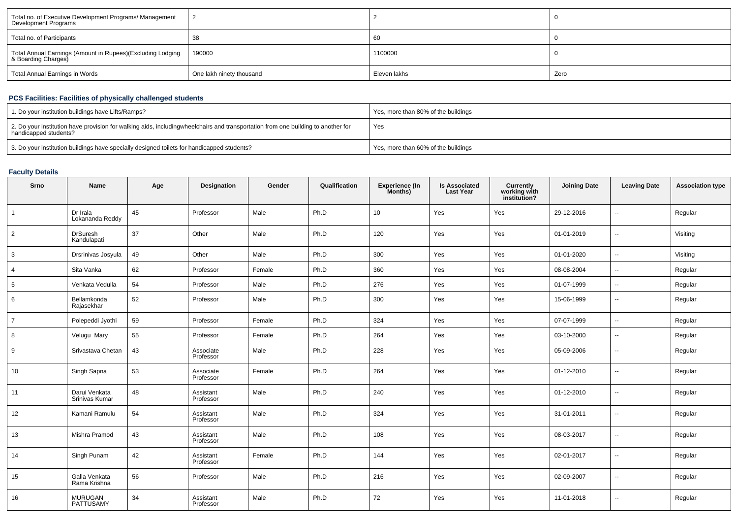| Total no. of Executive Development Programs/ Management Development Programs | 2 | 2 | 0 |
|---|---|---|---|
| Total no. of Participants | 38 | 60 | 0 |
| Total Annual Earnings (Amount in Rupees)(Excluding Lodging & Boarding Charges) | 190000 | 1100000 | 0 |
| Total Annual Earnings in Words | One lakh ninety thousand | Eleven lakhs | Zero |

### PCS Facilities: Facilities of physically challenged students

| 1. Do your institution buildings have Lifts/Ramps? | Yes, more than 80% of the buildings |
|---|---|
| 2. Do your institution have provision for walking aids, includingwheelchairs and transportation from one building to another for handicapped students? | Yes |
| 3. Do your institution buildings have specially designed toilets for handicapped students? | Yes, more than 60% of the buildings |

### Faculty Details

| Srno | Name | Age | Designation | Gender | Qualification | Experience (In Months) | Is Associated Last Year | Currently working with institution? | Joining Date | Leaving Date | Association type |
|---|---|---|---|---|---|---|---|---|---|---|---|
| 1 | Dr Irala Lokananda Reddy | 45 | Professor | Male | Ph.D | 10 | Yes | Yes | 29-12-2016 | -- | Regular |
| 2 | DrSuresh Kandulapati | 37 | Other | Male | Ph.D | 120 | Yes | Yes | 01-01-2019 | -- | Visiting |
| 3 | Drsrinivas Josyula | 49 | Other | Male | Ph.D | 300 | Yes | Yes | 01-01-2020 | -- | Visiting |
| 4 | Sita Vanka | 62 | Professor | Female | Ph.D | 360 | Yes | Yes | 08-08-2004 | -- | Regular |
| 5 | Venkata Vedulla | 54 | Professor | Male | Ph.D | 276 | Yes | Yes | 01-07-1999 | -- | Regular |
| 6 | Bellamkonda Rajasekhar | 52 | Professor | Male | Ph.D | 300 | Yes | Yes | 15-06-1999 | -- | Regular |
| 7 | Polepeddi Jyothi | 59 | Professor | Female | Ph.D | 324 | Yes | Yes | 07-07-1999 | -- | Regular |
| 8 | Velugu Mary | 55 | Professor | Female | Ph.D | 264 | Yes | Yes | 03-10-2000 | -- | Regular |
| 9 | Srivastava Chetan | 43 | Associate Professor | Male | Ph.D | 228 | Yes | Yes | 05-09-2006 | -- | Regular |
| 10 | Singh Sapna | 53 | Associate Professor | Female | Ph.D | 264 | Yes | Yes | 01-12-2010 | -- | Regular |
| 11 | Darui Venkata Srinivas Kumar | 48 | Assistant Professor | Male | Ph.D | 240 | Yes | Yes | 01-12-2010 | -- | Regular |
| 12 | Kamani Ramulu | 54 | Assistant Professor | Male | Ph.D | 324 | Yes | Yes | 31-01-2011 | -- | Regular |
| 13 | Mishra Pramod | 43 | Assistant Professor | Male | Ph.D | 108 | Yes | Yes | 08-03-2017 | -- | Regular |
| 14 | Singh Punam | 42 | Assistant Professor | Female | Ph.D | 144 | Yes | Yes | 02-01-2017 | -- | Regular |
| 15 | Galla Venkata Rama Krishna | 56 | Professor | Male | Ph.D | 216 | Yes | Yes | 02-09-2007 | -- | Regular |
| 16 | MURUGAN PATTUSAMY | 34 | Assistant Professor | Male | Ph.D | 72 | Yes | Yes | 11-01-2018 | -- | Regular |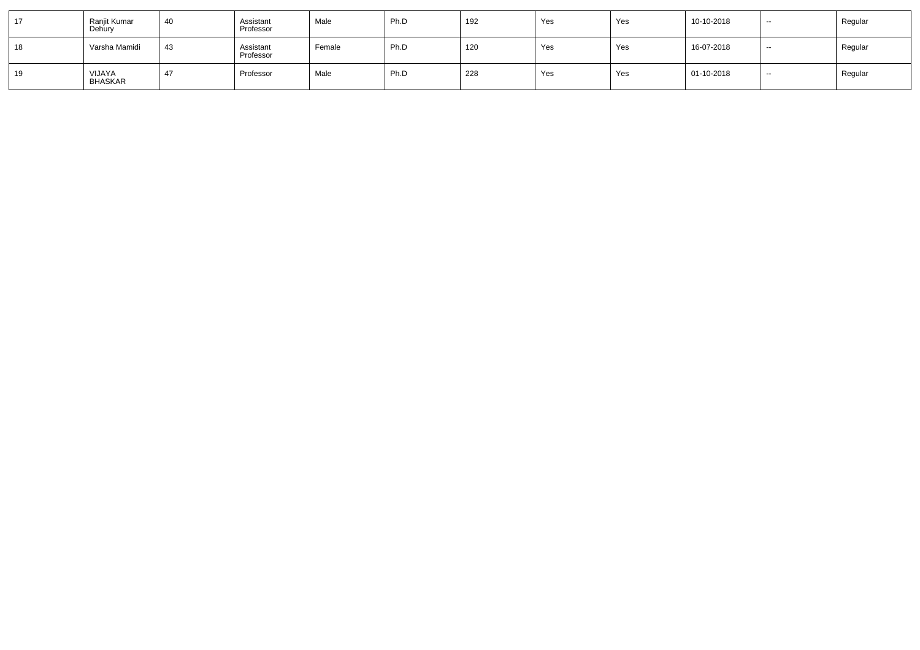| | | | | | | | | | | | |
|---|---|---|---|---|---|---|---|---|---|---|---|
| 17 | Ranjit Kumar Dehury | 40 | Assistant Professor | Male | Ph.D | 192 | Yes | Yes | 10-10-2018 | -- | Regular |
| 18 | Varsha Mamidi | 43 | Assistant Professor | Female | Ph.D | 120 | Yes | Yes | 16-07-2018 | -- | Regular |
| 19 | VIJAYA BHASKAR | 47 | Professor | Male | Ph.D | 228 | Yes | Yes | 01-10-2018 | -- | Regular |